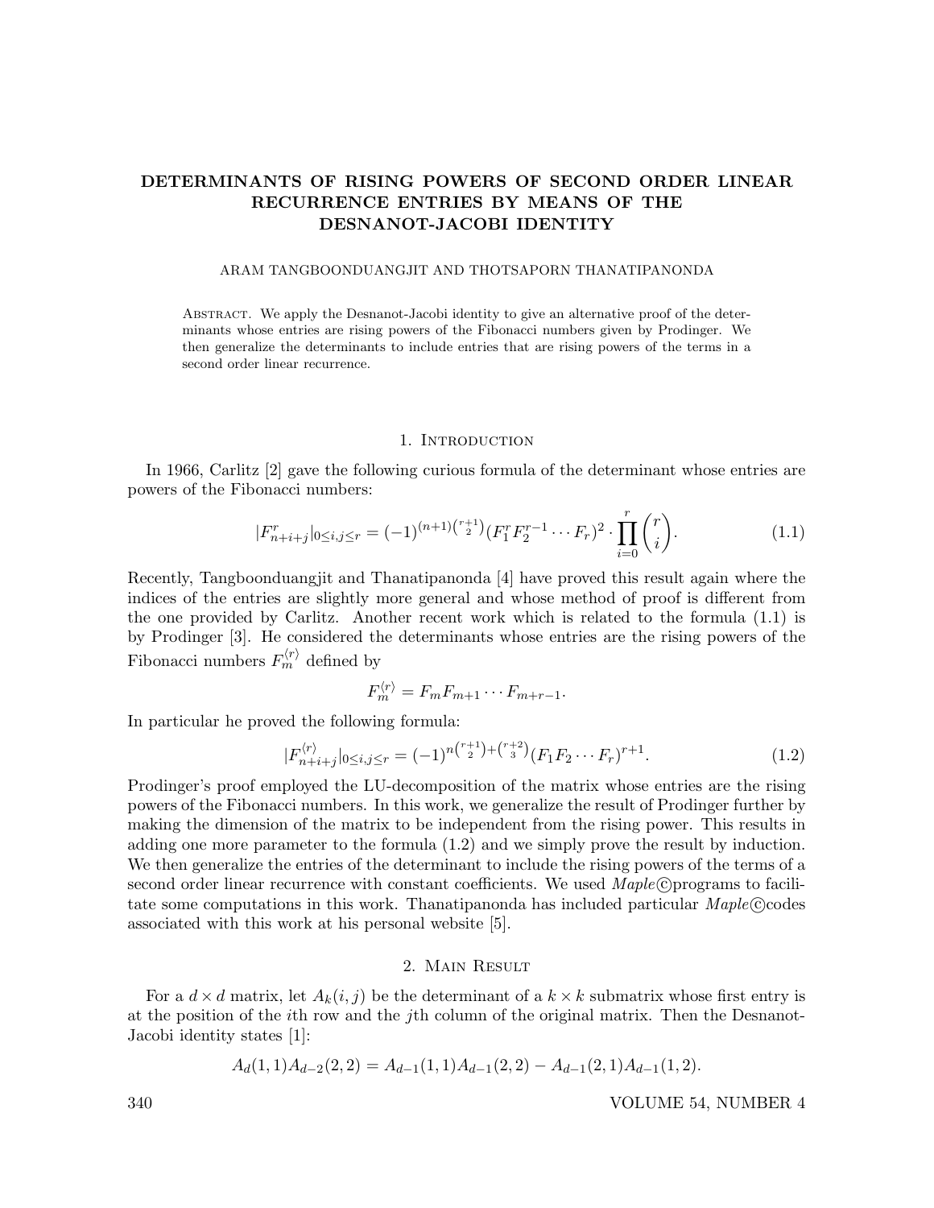# DETERMINANTS OF RISING POWERS OF SECOND ORDER LINEAR RECURRENCE ENTRIES BY MEANS OF THE DESNANOT-JACOBI IDENTITY

ARAM TANGBOONDUANGJIT AND THOTSAPORN THANATIPANONDA

Abstract. We apply the Desnanot-Jacobi identity to give an alternative proof of the determinants whose entries are rising powers of the Fibonacci numbers given by Prodinger. We then generalize the determinants to include entries that are rising powers of the terms in a second order linear recurrence.

## 1. Introduction

In 1966, Carlitz [2] gave the following curious formula of the determinant whose entries are powers of the Fibonacci numbers:

$$|F^r_{n+i+j}|_{0\leq i,j\leq r} = (-1)^{(n+1)\binom{r+1}{2}}(F_1^r F_2^{r-1}\cdots F_r)^2 \cdot \prod_{i=0}^{r}\binom{r}{i}. \tag{1.1}$$

Recently, Tangboonduangjit and Thanatipanonda [4] have proved this result again where the indices of the entries are slightly more general and whose method of proof is different from the one provided by Carlitz. Another recent work which is related to the formula (1.1) is by Prodinger [3]. He considered the determinants whose entries are the rising powers of the Fibonacci numbers $F_m^{\langle r\rangle}$ defined by

$$F_m^{\langle r\rangle} = F_m F_{m+1}\cdots F_{m+r-1}.$$

In particular he proved the following formula:

$$|F^{\langle r\rangle}_{n+i+j}|_{0\leq i,j\leq r} = (-1)^{n\binom{r+1}{2}+\binom{r+2}{3}}(F_1F_2\cdots F_r)^{r+1}. \tag{1.2}$$

Prodinger's proof employed the LU-decomposition of the matrix whose entries are the rising powers of the Fibonacci numbers. In this work, we generalize the result of Prodinger further by making the dimension of the matrix to be independent from the rising power. This results in adding one more parameter to the formula (1.2) and we simply prove the result by induction. We then generalize the entries of the determinant to include the rising powers of the terms of a second order linear recurrence with constant coefficients. We used *Maple*©programs to facilitate some computations in this work. Thanatipanonda has included particular *Maple*©codes associated with this work at his personal website [5].

## 2. Main Result

For a $d\times d$ matrix, let $A_k(i,j)$ be the determinant of a $k\times k$ submatrix whose first entry is at the position of the $i$th row and the $j$th column of the original matrix. Then the Desnanot-Jacobi identity states [1]:

$$A_d(1,1)A_{d-2}(2,2) = A_{d-1}(1,1)A_{d-1}(2,2) - A_{d-1}(2,1)A_{d-1}(1,2).$$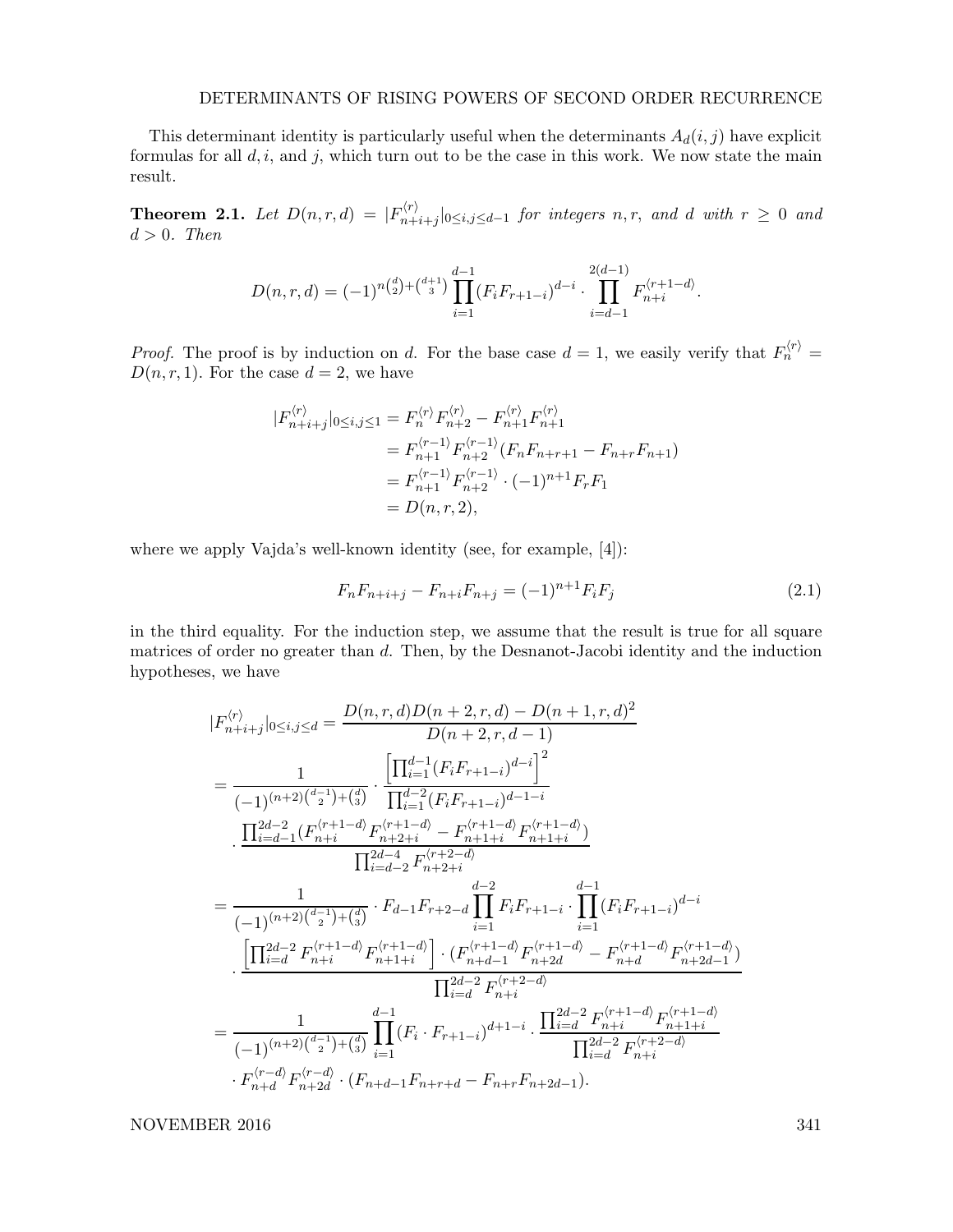This determinant identity is particularly useful when the determinants $A_d(i,j)$ have explicit formulas for all $d, i$, and $j$, which turn out to be the case in this work. We now state the main result.

**Theorem 2.1.** *Let $D(n,r,d) = |F^{\langle r\rangle}_{n+i+j}|_{0\le i,j\le d-1}$ for integers $n, r$, and $d$ with $r \ge 0$ and $d > 0$. Then*

$$D(n,r,d) = (-1)^{n\binom{d}{2}+\binom{d+1}{3}} \prod_{i=1}^{d-1} (F_i F_{r+1-i})^{d-i} \cdot \prod_{i=d-1}^{2(d-1)} F^{\langle r+1-d\rangle}_{n+i}.$$

*Proof.* The proof is by induction on $d$. For the base case $d = 1$, we easily verify that $F^{\langle r\rangle}_n = D(n,r,1)$. For the case $d = 2$, we have

$$\begin{aligned}
|F^{\langle r\rangle}_{n+i+j}|_{0\le i,j\le 1} &= F^{\langle r\rangle}_n F^{\langle r\rangle}_{n+2} - F^{\langle r\rangle}_{n+1} F^{\langle r\rangle}_{n+1} \\
&= F^{\langle r-1\rangle}_{n+1} F^{\langle r-1\rangle}_{n+2} (F_n F_{n+r+1} - F_{n+r} F_{n+1}) \\
&= F^{\langle r-1\rangle}_{n+1} F^{\langle r-1\rangle}_{n+2} \cdot (-1)^{n+1} F_r F_1 \\
&= D(n,r,2),
\end{aligned}$$

where we apply Vajda's well-known identity (see, for example, [4]):

$$F_n F_{n+i+j} - F_{n+i} F_{n+j} = (-1)^{n+1} F_i F_j \tag{2.1}$$

in the third equality. For the induction step, we assume that the result is true for all square matrices of order no greater than $d$. Then, by the Desnanot-Jacobi identity and the induction hypotheses, we have

$$\begin{aligned}
|F^{\langle r\rangle}_{n+i+j}|_{0\le i,j\le d} &= \frac{D(n,r,d)D(n+2,r,d) - D(n+1,r,d)^2}{D(n+2,r,d-1)} \\
&= \frac{1}{(-1)^{(n+2)\binom{d-1}{2}+\binom{d}{3}}} \cdot \frac{\left[\prod_{i=1}^{d-1}(F_i F_{r+1-i})^{d-i}\right]^2}{\prod_{i=1}^{d-2}(F_i F_{r+1-i})^{d-1-i}} \\
&\quad \cdot \frac{\prod_{i=d-1}^{2d-2}(F^{\langle r+1-d\rangle}_{n+i} F^{\langle r+1-d\rangle}_{n+2+i} - F^{\langle r+1-d\rangle}_{n+1+i} F^{\langle r+1-d\rangle}_{n+1+i})}{\prod_{i=d-2}^{2d-4} F^{\langle r+2-d\rangle}_{n+2+i}} \\
&= \frac{1}{(-1)^{(n+2)\binom{d-1}{2}+\binom{d}{3}}} \cdot F_{d-1} F_{r+2-d} \prod_{i=1}^{d-2} F_i F_{r+1-i} \cdot \prod_{i=1}^{d-1} (F_i F_{r+1-i})^{d-i} \\
&\quad \cdot \frac{\left[\prod_{i=d}^{2d-2} F^{\langle r+1-d\rangle}_{n+i} F^{\langle r+1-d\rangle}_{n+1+i}\right] \cdot (F^{\langle r+1-d\rangle}_{n+d-1} F^{\langle r+1-d\rangle}_{n+2d} - F^{\langle r+1-d\rangle}_{n+d} F^{\langle r+1-d\rangle}_{n+2d-1})}{\prod_{i=d}^{2d-2} F^{\langle r+2-d\rangle}_{n+i}} \\
&= \frac{1}{(-1)^{(n+2)\binom{d-1}{2}+\binom{d}{3}}} \prod_{i=1}^{d-1} (F_i \cdot F_{r+1-i})^{d+1-i} \cdot \frac{\prod_{i=d}^{2d-2} F^{\langle r+1-d\rangle}_{n+i} F^{\langle r+1-d\rangle}_{n+1+i}}{\prod_{i=d}^{2d-2} F^{\langle r+2-d\rangle}_{n+i}} \\
&\quad \cdot F^{\langle r-d\rangle}_{n+d} F^{\langle r-d\rangle}_{n+2d} \cdot (F_{n+d-1} F_{n+r+d} - F_{n+r} F_{n+2d-1}).
\end{aligned}$$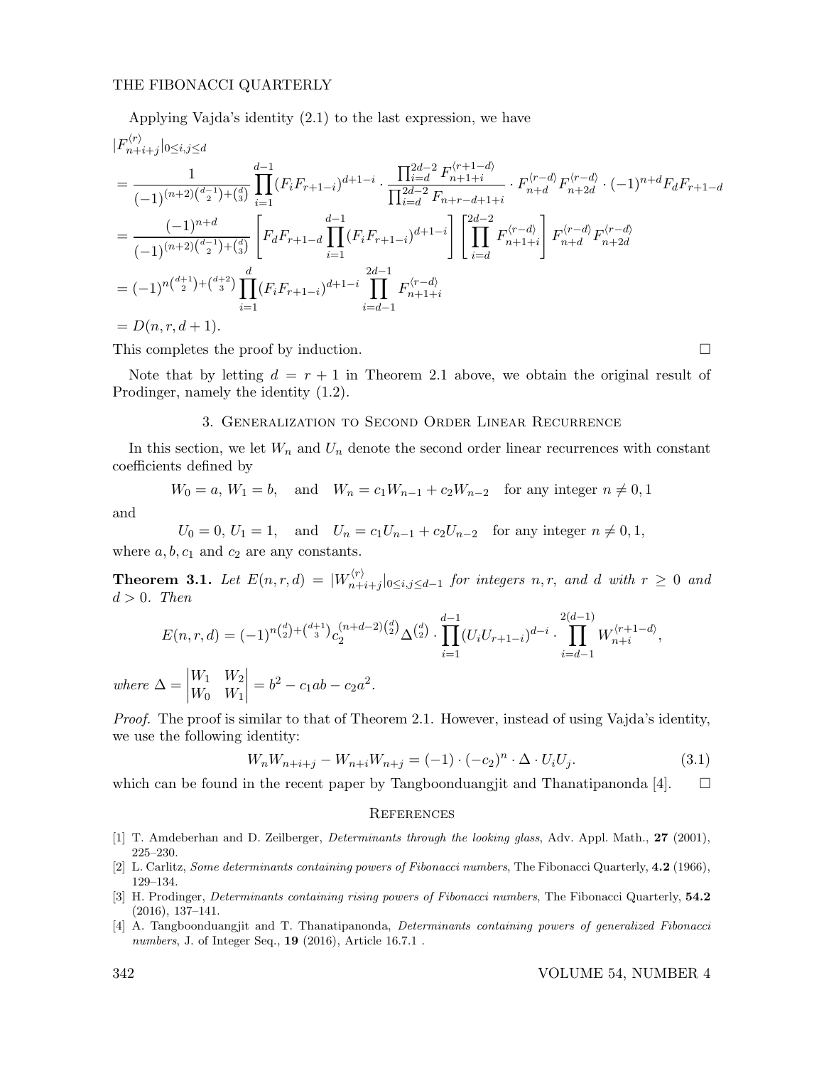Applying Vajda's identity (2.1) to the last expression, we have

$$
\begin{aligned}
&|F^{\langle r\rangle}_{n+i+j}|_{0\le i,j\le d}\\
&= \frac{1}{(-1)^{(n+2)\binom{d-1}{2}+\binom{d}{3}}} \prod_{i=1}^{d-1}(F_iF_{r+1-i})^{d+1-i} \cdot \frac{\prod_{i=d}^{2d-2} F^{\langle r+1-d\rangle}_{n+1+i}}{\prod_{i=d}^{2d-2} F_{n+r-d+1+i}} \cdot F^{\langle r-d\rangle}_{n+d}F^{\langle r-d\rangle}_{n+2d} \cdot (-1)^{n+d}F_dF_{r+1-d}\\
&= \frac{(-1)^{n+d}}{(-1)^{(n+2)\binom{d-1}{2}+\binom{d}{3}}} \left[F_dF_{r+1-d}\prod_{i=1}^{d-1}(F_iF_{r+1-i})^{d+1-i}\right]\left[\prod_{i=d}^{2d-2} F^{\langle r-d\rangle}_{n+1+i}\right] F^{\langle r-d\rangle}_{n+d}F^{\langle r-d\rangle}_{n+2d}\\
&= (-1)^{n\binom{d+1}{2}+\binom{d+2}{3}} \prod_{i=1}^{d}(F_iF_{r+1-i})^{d+1-i} \prod_{i=d-1}^{2d-1} F^{\langle r-d\rangle}_{n+1+i}\\
&= D(n,r,d+1).
\end{aligned}
$$

This completes the proof by induction. □

Note that by letting $d = r + 1$ in Theorem 2.1 above, we obtain the original result of Prodinger, namely the identity (1.2).

## 3. Generalization to Second Order Linear Recurrence

In this section, we let $W_n$ and $U_n$ denote the second order linear recurrences with constant coefficients defined by

$$W_0 = a,\ W_1 = b, \quad \text{and} \quad W_n = c_1W_{n-1} + c_2W_{n-2} \quad \text{for any integer } n \neq 0, 1$$

and

$$U_0 = 0,\ U_1 = 1, \quad \text{and} \quad U_n = c_1U_{n-1} + c_2U_{n-2} \quad \text{for any integer } n \neq 0, 1,$$

where $a, b, c_1$ and $c_2$ are any constants.

**Theorem 3.1.** *Let $E(n, r, d) = |W^{\langle r\rangle}_{n+i+j}|_{0\le i,j\le d-1}$ for integers $n, r,$ and $d$ with $r \ge 0$ and $d > 0$. Then*

$$E(n,r,d) = (-1)^{n\binom{d}{2}+\binom{d+1}{3}} c_2^{(n+d-2)\binom{d}{2}} \Delta^{\binom{d}{2}} \cdot \prod_{i=1}^{d-1}(U_iU_{r+1-i})^{d-i} \cdot \prod_{i=d-1}^{2(d-1)} W^{\langle r+1-d\rangle}_{n+i},$$

*where* $\Delta = \begin{vmatrix} W_1 & W_2 \\ W_0 & W_1 \end{vmatrix} = b^2 - c_1ab - c_2a^2.$

*Proof.* The proof is similar to that of Theorem 2.1. However, instead of using Vajda's identity, we use the following identity:

$$W_nW_{n+i+j} - W_{n+i}W_{n+j} = (-1)\cdot(-c_2)^n \cdot \Delta \cdot U_iU_j. \tag{3.1}$$

which can be found in the recent paper by Tangboonduangjit and Thanatipanonda [4]. □

## References

[1] T. Amdeberhan and D. Zeilberger, *Determinants through the looking glass*, Adv. Appl. Math., **27** (2001), 225–230.

[2] L. Carlitz, *Some determinants containing powers of Fibonacci numbers*, The Fibonacci Quarterly, **4.2** (1966), 129–134.

[3] H. Prodinger, *Determinants containing rising powers of Fibonacci numbers*, The Fibonacci Quarterly, **54.2** (2016), 137–141.

[4] A. Tangboonduangjit and T. Thanatipanonda, *Determinants containing powers of generalized Fibonacci numbers*, J. of Integer Seq., **19** (2016), Article 16.7.1 .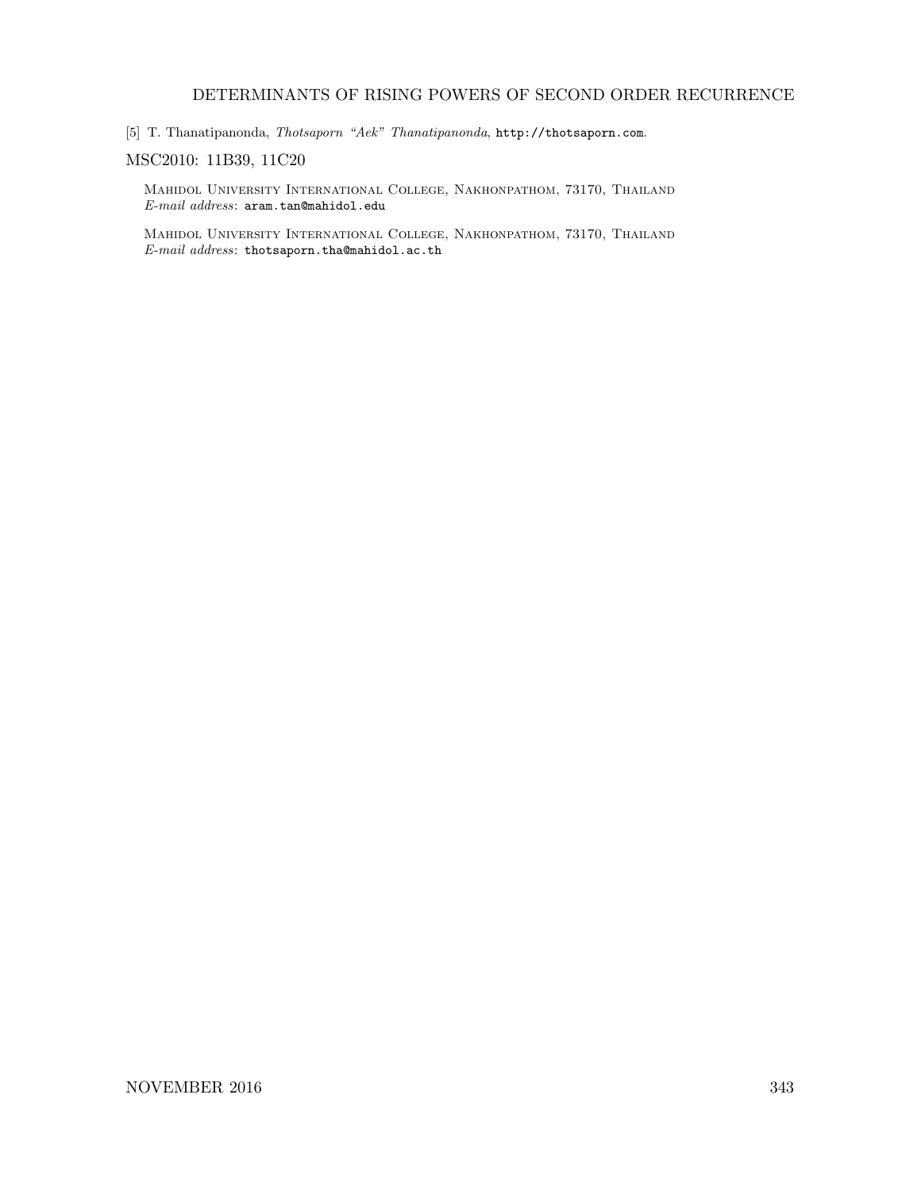[5] T. Thanatipanonda, *Thotsaporn "Aek" Thanatipanonda*, `http://thotsaporn.com`.

MSC2010: 11B39, 11C20

Mahidol University International College, Nakhonpathom, 73170, Thailand
*E-mail address*: `aram.tan@mahidol.edu`

Mahidol University International College, Nakhonpathom, 73170, Thailand
*E-mail address*: `thotsaporn.tha@mahidol.ac.th`